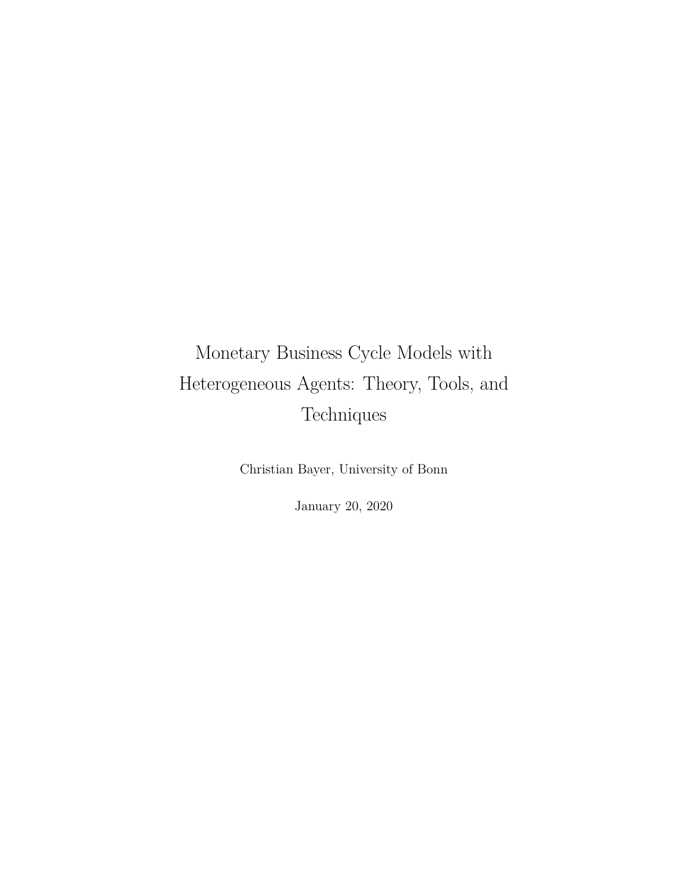# Monetary Business Cycle Models with Heterogeneous Agents: Theory, Tools, and Techniques

Christian Bayer, University of Bonn

January 20, 2020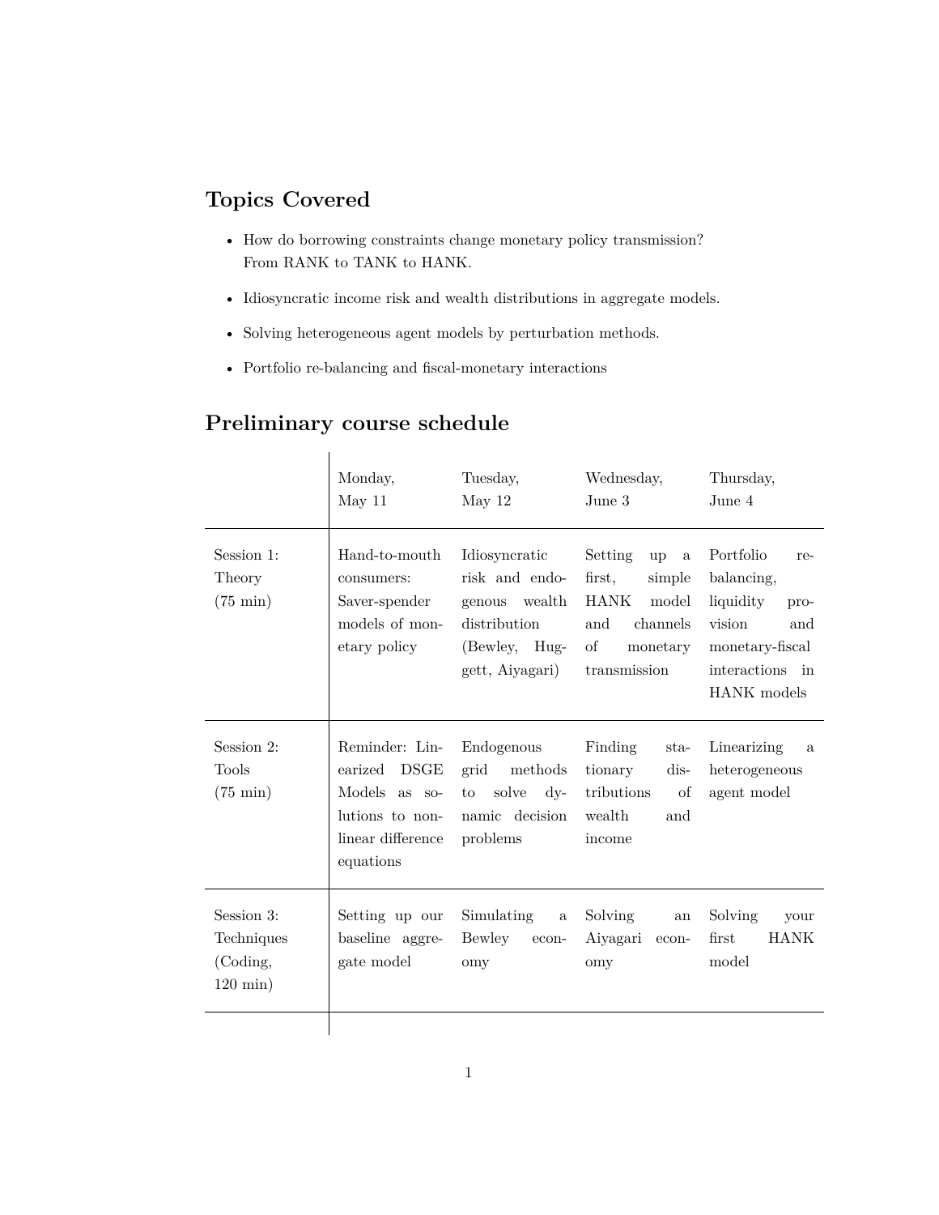## Topics Covered

- How do borrowing constraints change monetary policy transmission? From RANK to TANK to HANK.
- Idiosyncratic income risk and wealth distributions in aggregate models.
- Solving heterogeneous agent models by perturbation methods.
- Portfolio re-balancing and fiscal-monetary interactions

## Preliminary course schedule

| | Monday, May 11 | Tuesday, May 12 | Wednesday, June 3 | Thursday, June 4 |
|---|---|---|---|---|
| Session 1: Theory (75 min) | Hand-to-mouth consumers: Saver-spender models of monetary policy | Idiosyncratic risk and endogenous wealth distribution (Bewley, Huggett, Aiyagari) | Setting up a first, simple HANK model and channels of monetary transmission | Portfolio re-balancing, liquidity provision and monetary-fiscal interactions in HANK models |
| Session 2: Tools (75 min) | Reminder: Linearized DSGE Models as solutions to nonlinear difference equations | Endogenous grid methods to solve dynamic decision problems | Finding stationary distributions of wealth and income | Linearizing a heterogeneous agent model |
| Session 3: Techniques (Coding, 120 min) | Setting up our baseline aggregate model | Simulating a Bewley economy | Solving an Aiyagari economy | Solving your first HANK model |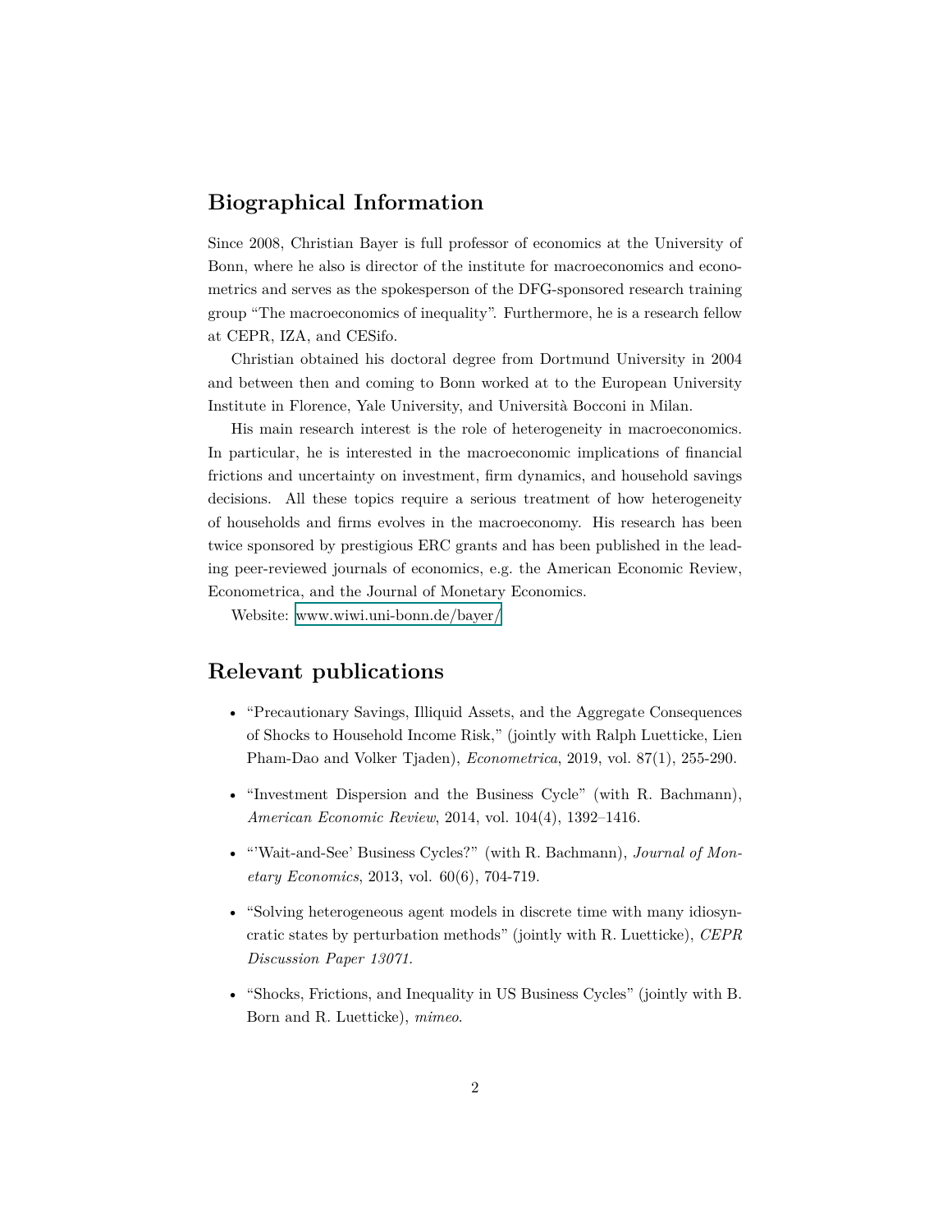## Biographical Information

Since 2008, Christian Bayer is full professor of economics at the University of Bonn, where he also is director of the institute for macroeconomics and econometrics and serves as the spokesperson of the DFG-sponsored research training group "The macroeconomics of inequality". Furthermore, he is a research fellow at CEPR, IZA, and CESifo.

Christian obtained his doctoral degree from Dortmund University in 2004 and between then and coming to Bonn worked at to the European University Institute in Florence, Yale University, and Università Bocconi in Milan.

His main research interest is the role of heterogeneity in macroeconomics. In particular, he is interested in the macroeconomic implications of financial frictions and uncertainty on investment, firm dynamics, and household savings decisions. All these topics require a serious treatment of how heterogeneity of households and firms evolves in the macroeconomy. His research has been twice sponsored by prestigious ERC grants and has been published in the leading peer-reviewed journals of economics, e.g. the American Economic Review, Econometrica, and the Journal of Monetary Economics.

Website: www.wiwi.uni-bonn.de/bayer/

## Relevant publications

- "Precautionary Savings, Illiquid Assets, and the Aggregate Consequences of Shocks to Household Income Risk," (jointly with Ralph Luetticke, Lien Pham-Dao and Volker Tjaden), *Econometrica*, 2019, vol. 87(1), 255-290.
- "Investment Dispersion and the Business Cycle" (with R. Bachmann), *American Economic Review*, 2014, vol. 104(4), 1392–1416.
- "'Wait-and-See' Business Cycles?" (with R. Bachmann), *Journal of Monetary Economics*, 2013, vol. 60(6), 704-719.
- "Solving heterogeneous agent models in discrete time with many idiosyncratic states by perturbation methods" (jointly with R. Luetticke), *CEPR Discussion Paper 13071.*
- "Shocks, Frictions, and Inequality in US Business Cycles" (jointly with B. Born and R. Luetticke), *mimeo*.